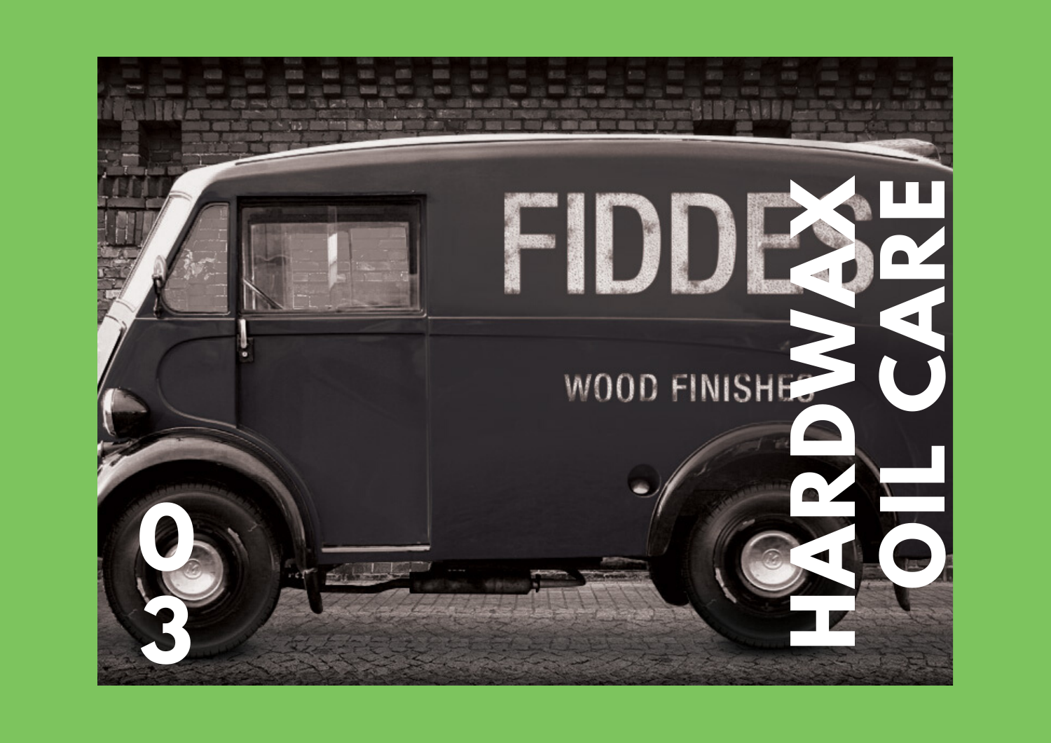# HARDWAX OIL CARE

03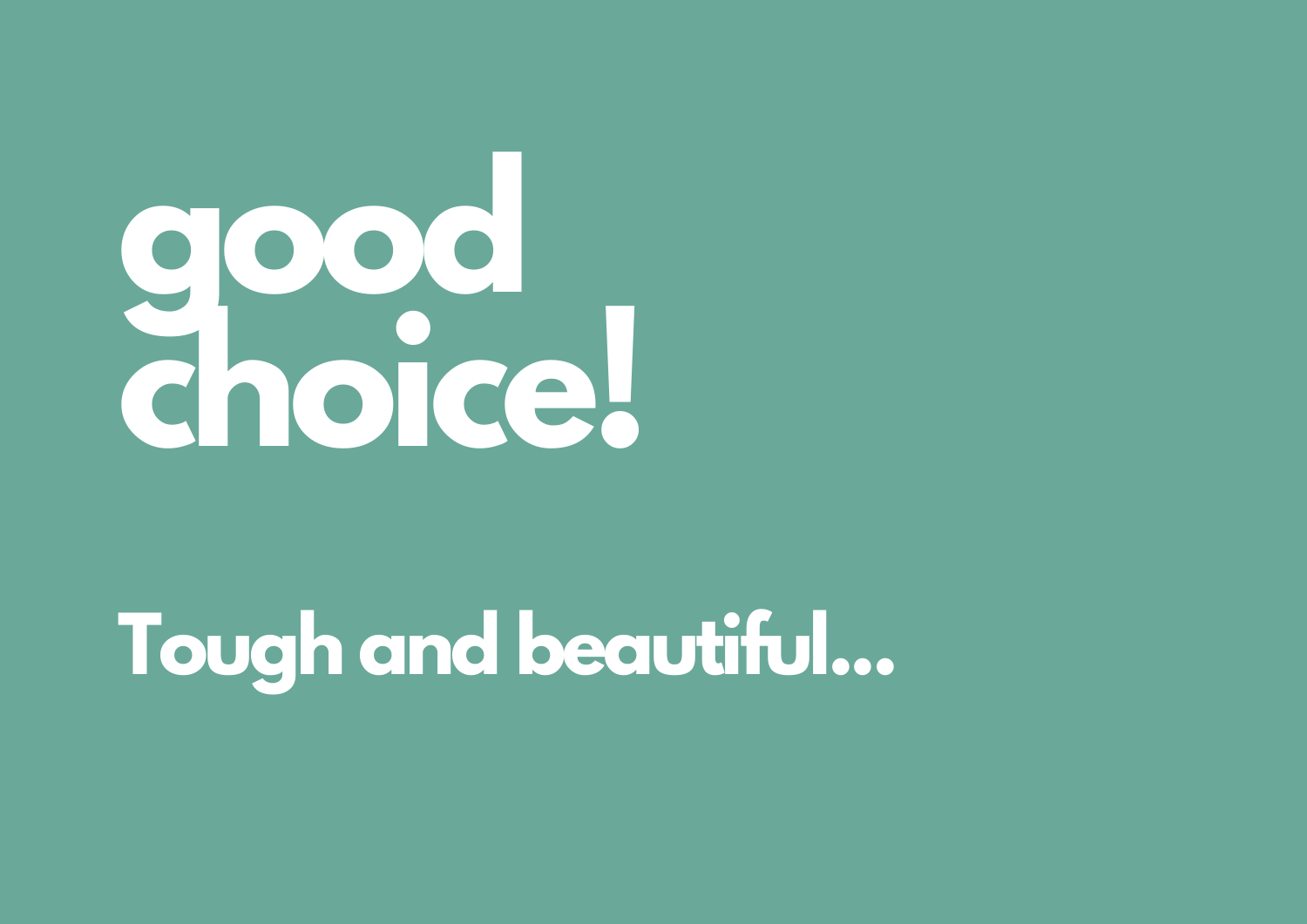# good choice!

**Tough and beautiful...**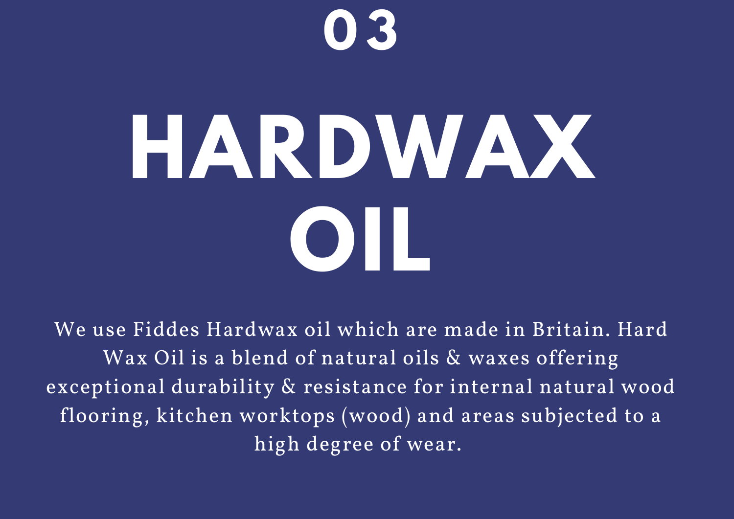# 03

# HARDWAX OIL

We use Fiddes Hardwax oil which are made in Britain. Hard Wax Oil is a blend of natural oils & waxes offering exceptional durability & resistance for internal natural wood flooring, kitchen worktops (wood) and areas subjected to a high degree of wear.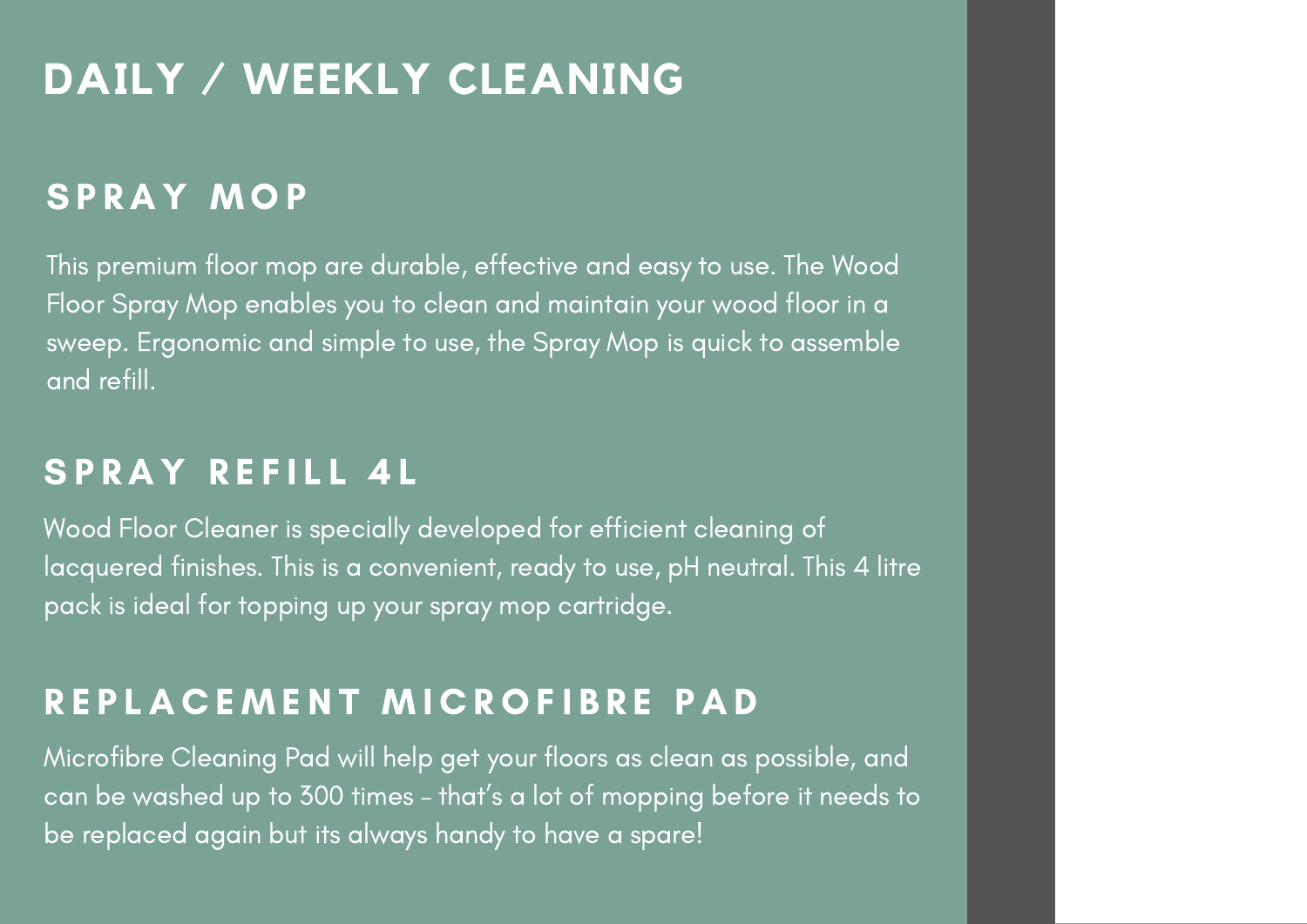# DAILY / WEEKLY CLEANING

## SPRAY MOP

This premium floor mop are durable, effective and easy to use. The Wood Floor Spray Mop enables you to clean and maintain your wood floor in a sweep. Ergonomic and simple to use, the Spray Mop is quick to assemble and refill.

## SPRAY REFILL 4L

Wood Floor Cleaner is specially developed for efficient cleaning of lacquered finishes. This is a convenient, ready to use, pH neutral. This 4 litre pack is ideal for topping up your spray mop cartridge.

## REPLACEMENT MICROFIBRE PAD

Microfibre Cleaning Pad will help get your floors as clean as possible, and can be washed up to 300 times – that's a lot of mopping before it needs to be replaced again but its always handy to have a spare!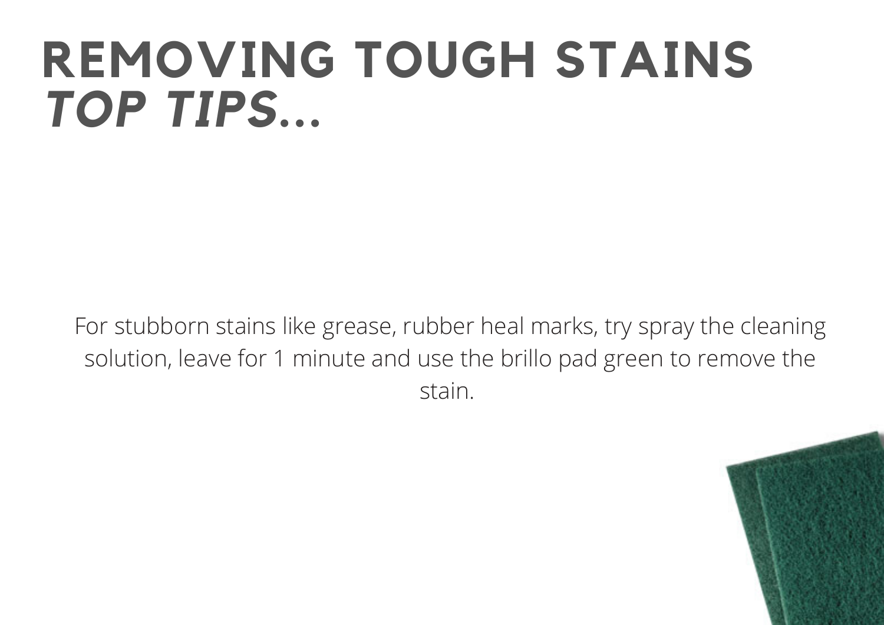# REMOVING TOUGH STAINS *TOP TIPS...*

For stubborn stains like grease, rubber heal marks, try spray the cleaning solution, leave for 1 minute and use the brillo pad green to remove the stain.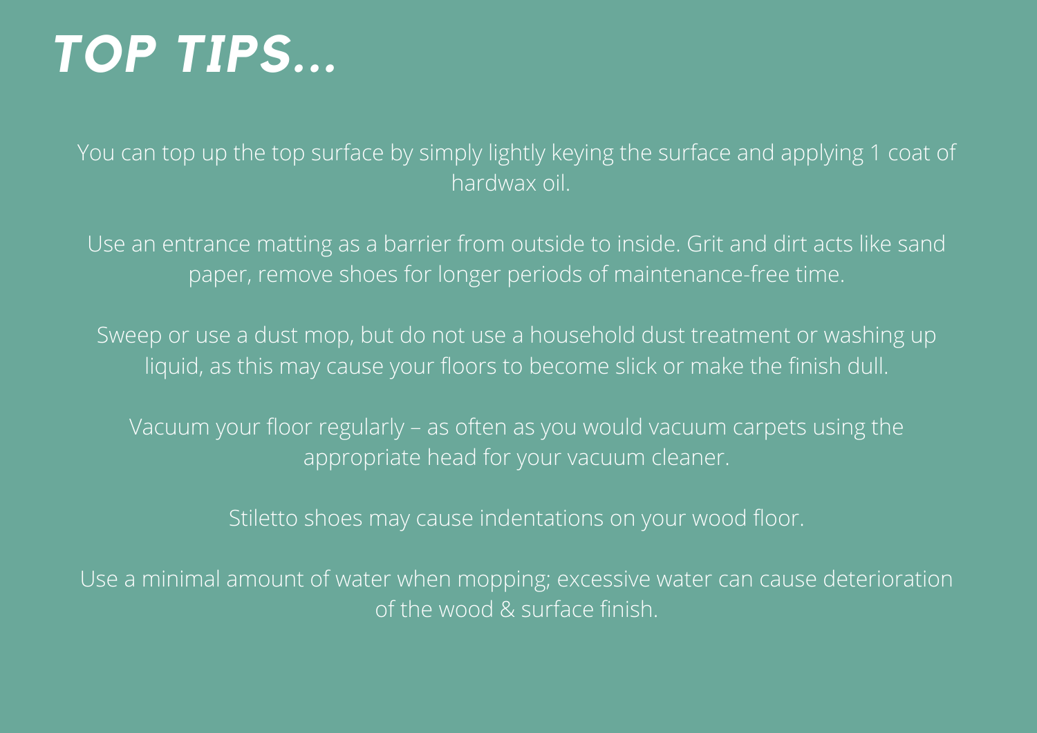# TOP TIPS...

You can top up the top surface by simply lightly keying the surface and applying 1 coat of hardwax oil.

Use an entrance matting as a barrier from outside to inside. Grit and dirt acts like sand paper, remove shoes for longer periods of maintenance-free time.

Sweep or use a dust mop, but do not use a household dust treatment or washing up liquid, as this may cause your floors to become slick or make the finish dull.

Vacuum your floor regularly – as often as you would vacuum carpets using the appropriate head for your vacuum cleaner.

Stiletto shoes may cause indentations on your wood floor.

Use a minimal amount of water when mopping; excessive water can cause deterioration of the wood & surface finish.